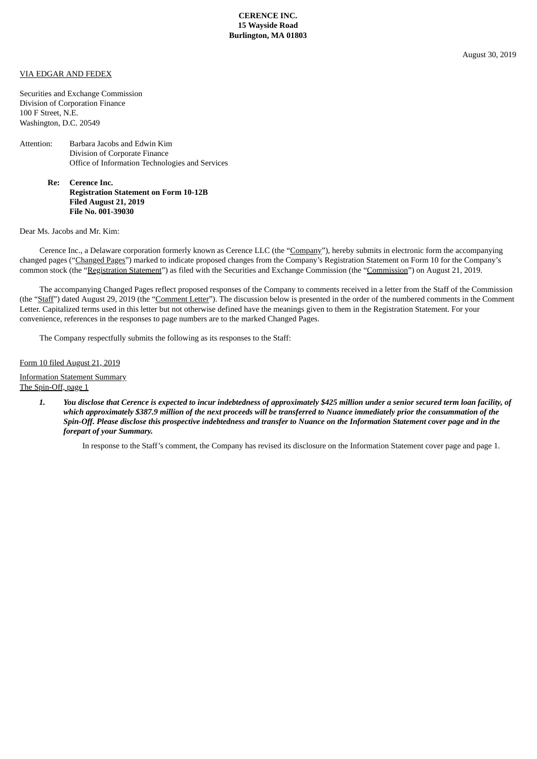**CERENCE INC.**
**15 Wayside Road**
**Burlington, MA 01803**

August 30, 2019

VIA EDGAR AND FEDEX

Securities and Exchange Commission
Division of Corporation Finance
100 F Street, N.E.
Washington, D.C. 20549

Attention: Barbara Jacobs and Edwin Kim
Division of Corporate Finance
Office of Information Technologies and Services

**Re: Cerence Inc.**
**Registration Statement on Form 10-12B**
**Filed August 21, 2019**
**File No. 001-39030**

Dear Ms. Jacobs and Mr. Kim:

Cerence Inc., a Delaware corporation formerly known as Cerence LLC (the "Company"), hereby submits in electronic form the accompanying changed pages ("Changed Pages") marked to indicate proposed changes from the Company's Registration Statement on Form 10 for the Company's common stock (the "Registration Statement") as filed with the Securities and Exchange Commission (the "Commission") on August 21, 2019.

The accompanying Changed Pages reflect proposed responses of the Company to comments received in a letter from the Staff of the Commission (the "Staff") dated August 29, 2019 (the "Comment Letter"). The discussion below is presented in the order of the numbered comments in the Comment Letter. Capitalized terms used in this letter but not otherwise defined have the meanings given to them in the Registration Statement. For your convenience, references in the responses to page numbers are to the marked Changed Pages.

The Company respectfully submits the following as its responses to the Staff:

Form 10 filed August 21, 2019

Information Statement Summary
The Spin-Off, page 1

***1. You disclose that Cerence is expected to incur indebtedness of approximately $425 million under a senior secured term loan facility, of which approximately $387.9 million of the next proceeds will be transferred to Nuance immediately prior the consummation of the Spin-Off. Please disclose this prospective indebtedness and transfer to Nuance on the Information Statement cover page and in the forepart of your Summary.***

In response to the Staff's comment, the Company has revised its disclosure on the Information Statement cover page and page 1.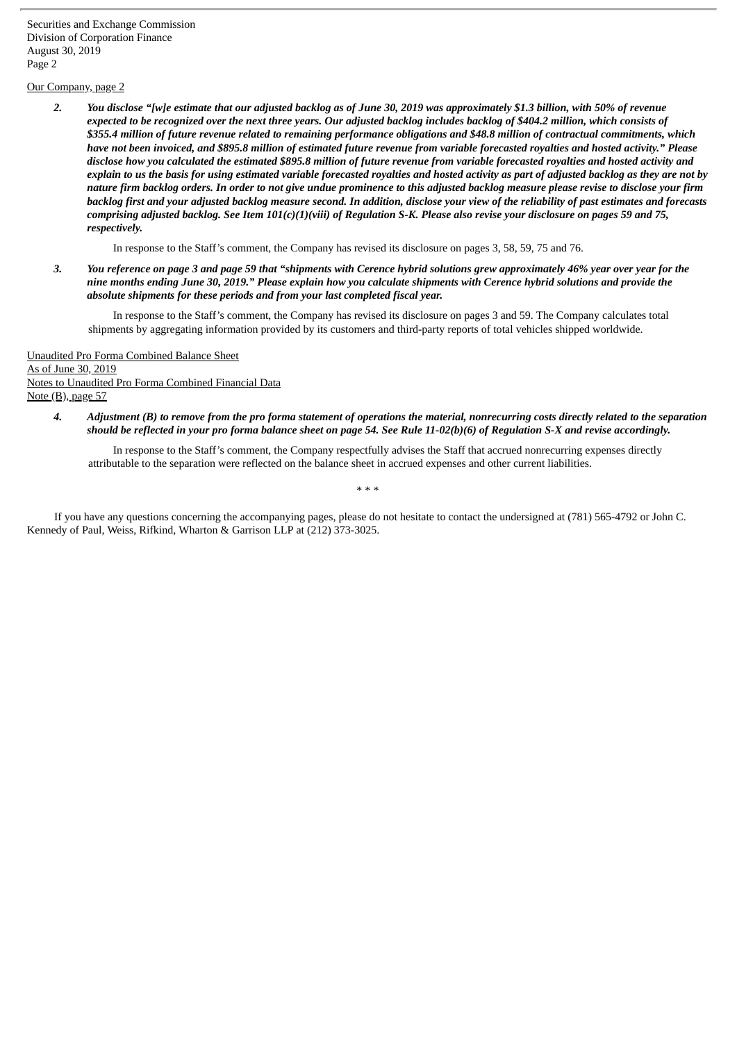Our Company, page 2

2. ***You disclose "[w]e estimate that our adjusted backlog as of June 30, 2019 was approximately $1.3 billion, with 50% of revenue expected to be recognized over the next three years. Our adjusted backlog includes backlog of $404.2 million, which consists of $355.4 million of future revenue related to remaining performance obligations and $48.8 million of contractual commitments, which have not been invoiced, and $895.8 million of estimated future revenue from variable forecasted royalties and hosted activity." Please disclose how you calculated the estimated $895.8 million of future revenue from variable forecasted royalties and hosted activity and explain to us the basis for using estimated variable forecasted royalties and hosted activity as part of adjusted backlog as they are not by nature firm backlog orders. In order to not give undue prominence to this adjusted backlog measure please revise to disclose your firm backlog first and your adjusted backlog measure second. In addition, disclose your view of the reliability of past estimates and forecasts comprising adjusted backlog. See Item 101(c)(1)(viii) of Regulation S-K. Please also revise your disclosure on pages 59 and 75, respectively.***

   In response to the Staff's comment, the Company has revised its disclosure on pages 3, 58, 59, 75 and 76.

3. ***You reference on page 3 and page 59 that "shipments with Cerence hybrid solutions grew approximately 46% year over year for the nine months ending June 30, 2019." Please explain how you calculate shipments with Cerence hybrid solutions and provide the absolute shipments for these periods and from your last completed fiscal year.***

   In response to the Staff's comment, the Company has revised its disclosure on pages 3 and 59. The Company calculates total shipments by aggregating information provided by its customers and third-party reports of total vehicles shipped worldwide.

Unaudited Pro Forma Combined Balance Sheet
As of June 30, 2019
Notes to Unaudited Pro Forma Combined Financial Data
Note (B), page 57

4. ***Adjustment (B) to remove from the pro forma statement of operations the material, nonrecurring costs directly related to the separation should be reflected in your pro forma balance sheet on page 54. See Rule 11-02(b)(6) of Regulation S-X and revise accordingly.***

   In response to the Staff's comment, the Company respectfully advises the Staff that accrued nonrecurring expenses directly attributable to the separation were reflected on the balance sheet in accrued expenses and other current liabilities.

\* \* \*

If you have any questions concerning the accompanying pages, please do not hesitate to contact the undersigned at (781) 565-4792 or John C. Kennedy of Paul, Weiss, Rifkind, Wharton & Garrison LLP at (212) 373-3025.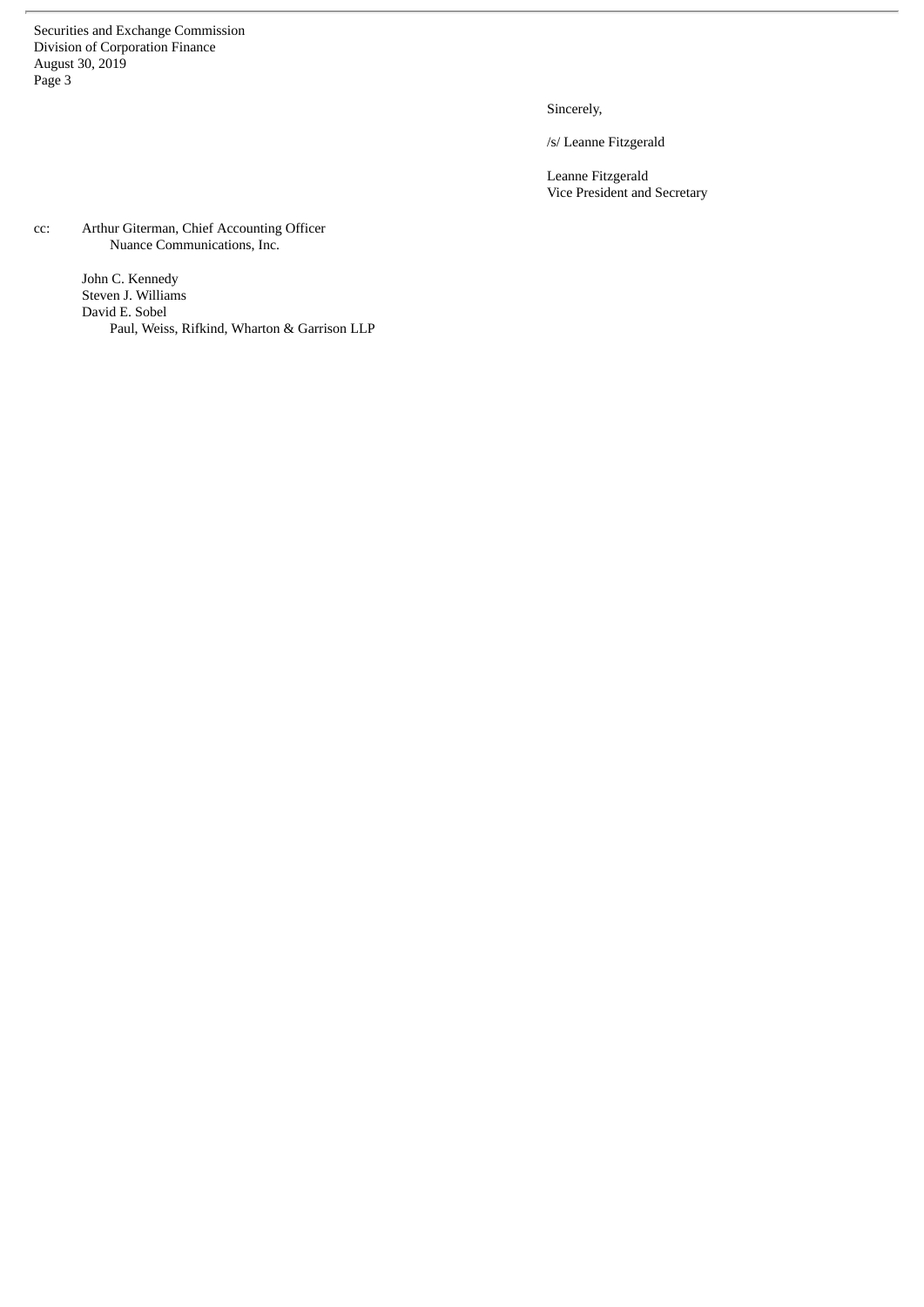Sincerely,

/s/ Leanne Fitzgerald

Leanne Fitzgerald
Vice President and Secretary

cc: Arthur Giterman, Chief Accounting Officer
Nuance Communications, Inc.

John C. Kennedy
Steven J. Williams
David E. Sobel
Paul, Weiss, Rifkind, Wharton & Garrison LLP